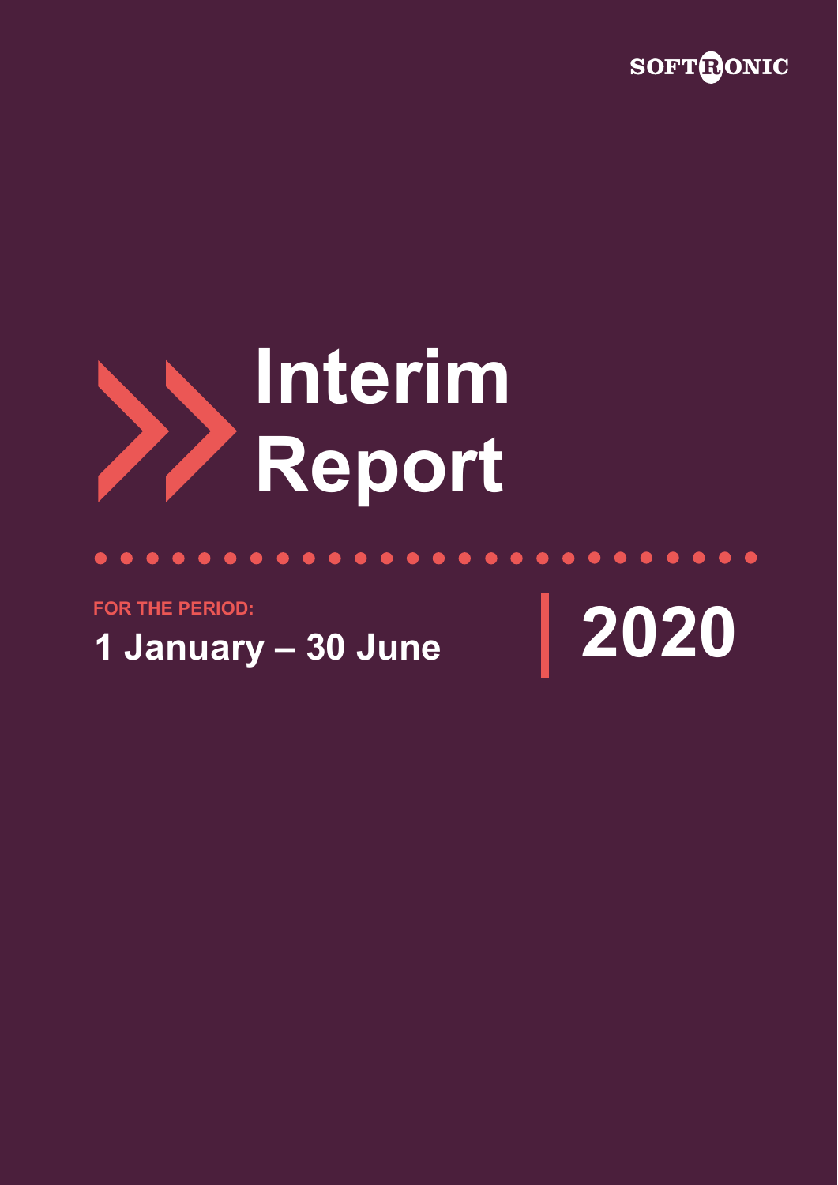SOFTRONIC

# Interim Report

FOR THE PERIOD:

**1 January – 30 June**

**2020**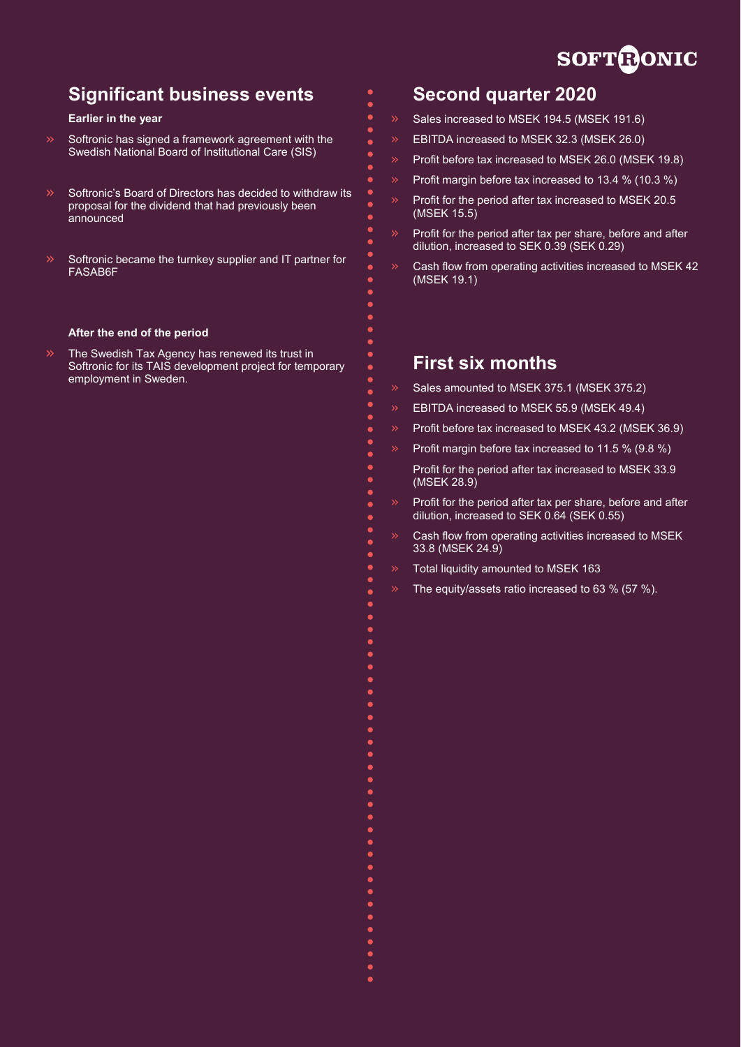## Significant business events

**Earlier in the year**

- Softronic has signed a framework agreement with the Swedish National Board of Institutional Care (SIS)
- Softronic's Board of Directors has decided to withdraw its proposal for the dividend that had previously been announced
- Softronic became the turnkey supplier and IT partner for FASAB6F

**After the end of the period**

- The Swedish Tax Agency has renewed its trust in Softronic for its TAIS development project for temporary employment in Sweden.

## Second quarter 2020

- Sales increased to MSEK 194.5 (MSEK 191.6)
- EBITDA increased to MSEK 32.3 (MSEK 26.0)
- Profit before tax increased to MSEK 26.0 (MSEK 19.8)
- Profit margin before tax increased to 13.4 % (10.3 %)
- Profit for the period after tax increased to MSEK 20.5 (MSEK 15.5)
- Profit for the period after tax per share, before and after dilution, increased to SEK 0.39 (SEK 0.29)
- Cash flow from operating activities increased to MSEK 42 (MSEK 19.1)

## First six months

- Sales amounted to MSEK 375.1 (MSEK 375.2)
- EBITDA increased to MSEK 55.9 (MSEK 49.4)
- Profit before tax increased to MSEK 43.2 (MSEK 36.9)
- Profit margin before tax increased to 11.5 % (9.8 %)
- Profit for the period after tax increased to MSEK 33.9 (MSEK 28.9)
- Profit for the period after tax per share, before and after dilution, increased to SEK 0.64 (SEK 0.55)
- Cash flow from operating activities increased to MSEK 33.8 (MSEK 24.9)
- Total liquidity amounted to MSEK 163
- The equity/assets ratio increased to 63 % (57 %).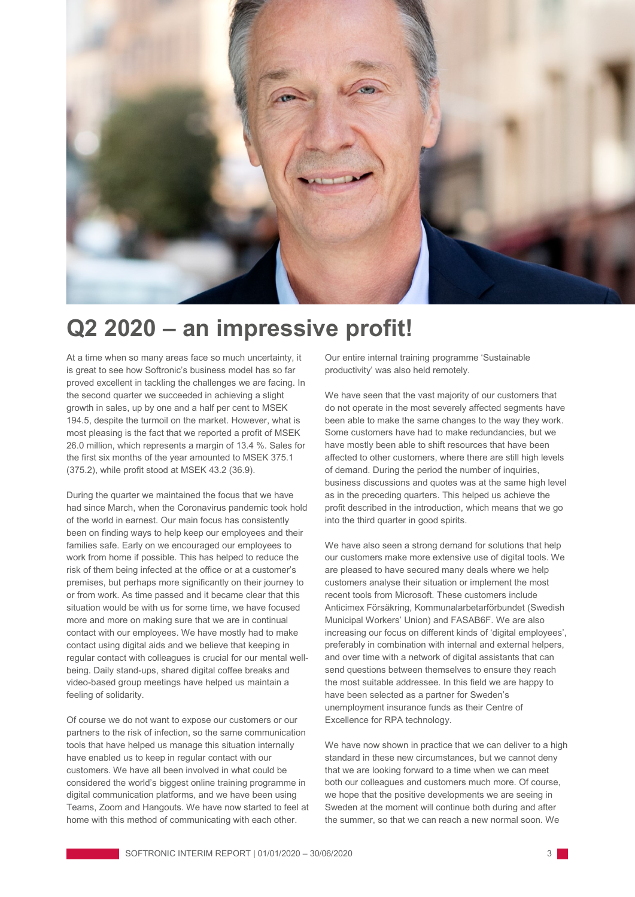# Q2 2020 – an impressive profit!

At a time when so many areas face so much uncertainty, it is great to see how Softronic's business model has so far proved excellent in tackling the challenges we are facing. In the second quarter we succeeded in achieving a slight growth in sales, up by one and a half per cent to MSEK 194.5, despite the turmoil on the market. However, what is most pleasing is the fact that we reported a profit of MSEK 26.0 million, which represents a margin of 13.4 %. Sales for the first six months of the year amounted to MSEK 375.1 (375.2), while profit stood at MSEK 43.2 (36.9).

During the quarter we maintained the focus that we have had since March, when the Coronavirus pandemic took hold of the world in earnest. Our main focus has consistently been on finding ways to help keep our employees and their families safe. Early on we encouraged our employees to work from home if possible. This has helped to reduce the risk of them being infected at the office or at a customer's premises, but perhaps more significantly on their journey to or from work. As time passed and it became clear that this situation would be with us for some time, we have focused more and more on making sure that we are in continual contact with our employees. We have mostly had to make contact using digital aids and we believe that keeping in regular contact with colleagues is crucial for our mental well-being. Daily stand-ups, shared digital coffee breaks and video-based group meetings have helped us maintain a feeling of solidarity.

Of course we do not want to expose our customers or our partners to the risk of infection, so the same communication tools that have helped us manage this situation internally have enabled us to keep in regular contact with our customers. We have all been involved in what could be considered the world's biggest online training programme in digital communication platforms, and we have been using Teams, Zoom and Hangouts. We have now started to feel at home with this method of communicating with each other. Our entire internal training programme 'Sustainable productivity' was also held remotely.

We have seen that the vast majority of our customers that do not operate in the most severely affected segments have been able to make the same changes to the way they work. Some customers have had to make redundancies, but we have mostly been able to shift resources that have been affected to other customers, where there are still high levels of demand. During the period the number of inquiries, business discussions and quotes was at the same high level as in the preceding quarters. This helped us achieve the profit described in the introduction, which means that we go into the third quarter in good spirits.

We have also seen a strong demand for solutions that help our customers make more extensive use of digital tools. We are pleased to have secured many deals where we help customers analyse their situation or implement the most recent tools from Microsoft. These customers include Anticimex Försäkring, Kommunalarbetarförbundet (Swedish Municipal Workers' Union) and FASAB6F. We are also increasing our focus on different kinds of 'digital employees', preferably in combination with internal and external helpers, and over time with a network of digital assistants that can send questions between themselves to ensure they reach the most suitable addressee. In this field we are happy to have been selected as a partner for Sweden's unemployment insurance funds as their Centre of Excellence for RPA technology.

We have now shown in practice that we can deliver to a high standard in these new circumstances, but we cannot deny that we are looking forward to a time when we can meet both our colleagues and customers much more. Of course, we hope that the positive developments we are seeing in Sweden at the moment will continue both during and after the summer, so that we can reach a new normal soon. We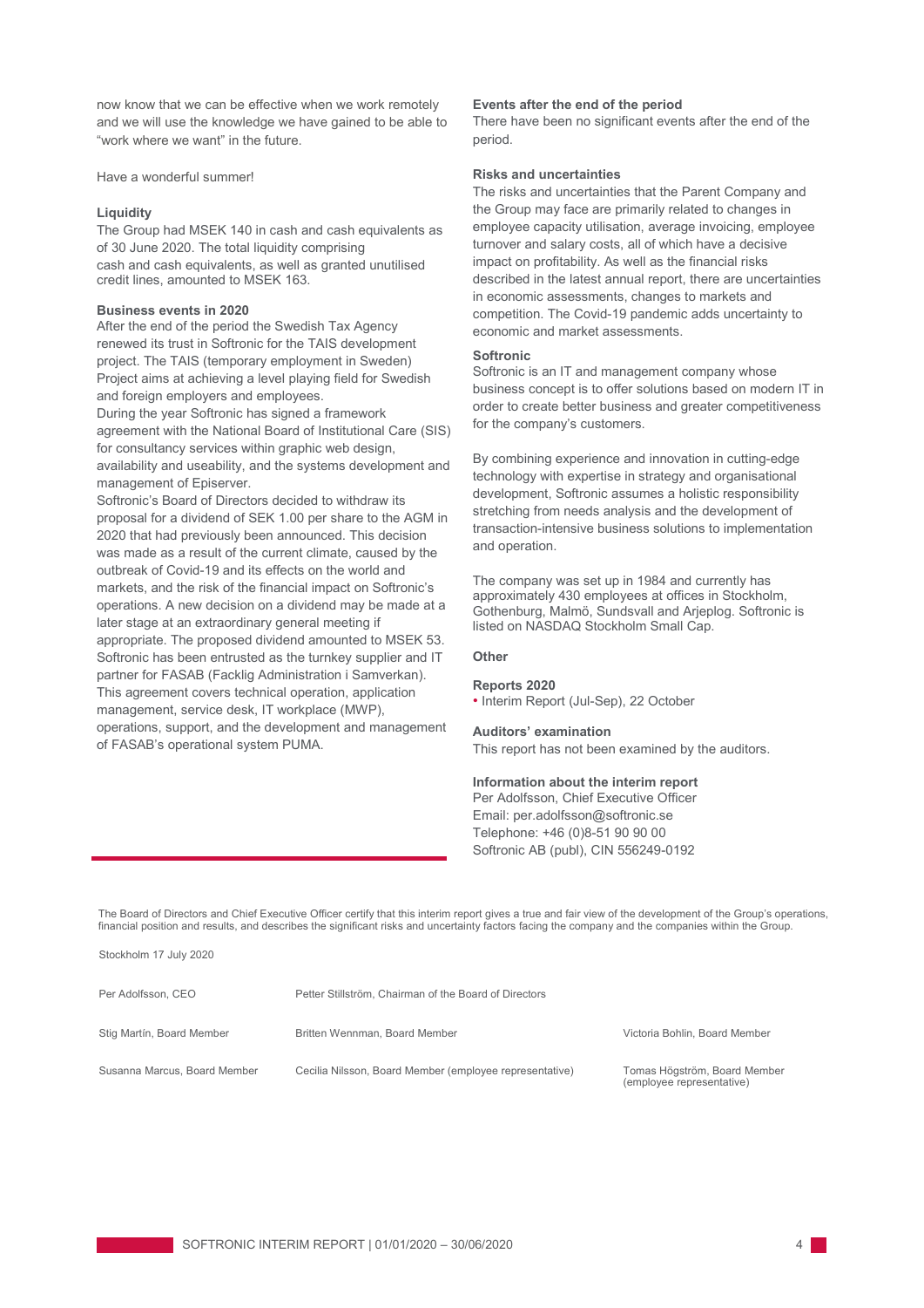now know that we can be effective when we work remotely and we will use the knowledge we have gained to be able to "work where we want" in the future.

Have a wonderful summer!

### Liquidity

The Group had MSEK 140 in cash and cash equivalents as of 30 June 2020. The total liquidity comprising cash and cash equivalents, as well as granted unutilised credit lines, amounted to MSEK 163.

### Business events in 2020

After the end of the period the Swedish Tax Agency renewed its trust in Softronic for the TAIS development project. The TAIS (temporary employment in Sweden) Project aims at achieving a level playing field for Swedish and foreign employers and employees.

During the year Softronic has signed a framework agreement with the National Board of Institutional Care (SIS) for consultancy services within graphic web design, availability and useability, and the systems development and management of Episerver.

Softronic's Board of Directors decided to withdraw its proposal for a dividend of SEK 1.00 per share to the AGM in 2020 that had previously been announced. This decision was made as a result of the current climate, caused by the outbreak of Covid-19 and its effects on the world and markets, and the risk of the financial impact on Softronic's operations. A new decision on a dividend may be made at a later stage at an extraordinary general meeting if appropriate. The proposed dividend amounted to MSEK 53.

Softronic has been entrusted as the turnkey supplier and IT partner for FASAB (Facklig Administration i Samverkan). This agreement covers technical operation, application management, service desk, IT workplace (MWP), operations, support, and the development and management of FASAB's operational system PUMA.

### Events after the end of the period

There have been no significant events after the end of the period.

### Risks and uncertainties

The risks and uncertainties that the Parent Company and the Group may face are primarily related to changes in employee capacity utilisation, average invoicing, employee turnover and salary costs, all of which have a decisive impact on profitability. As well as the financial risks described in the latest annual report, there are uncertainties in economic assessments, changes to markets and competition. The Covid-19 pandemic adds uncertainty to economic and market assessments.

### Softronic

Softronic is an IT and management company whose business concept is to offer solutions based on modern IT in order to create better business and greater competitiveness for the company's customers.

By combining experience and innovation in cutting-edge technology with expertise in strategy and organisational development, Softronic assumes a holistic responsibility stretching from needs analysis and the development of transaction-intensive business solutions to implementation and operation.

The company was set up in 1984 and currently has approximately 430 employees at offices in Stockholm, Gothenburg, Malmö, Sundsvall and Arjeplog. Softronic is listed on NASDAQ Stockholm Small Cap.

### Other

### Reports 2020

- Interim Report (Jul-Sep), 22 October

### Auditors' examination

This report has not been examined by the auditors.

### Information about the interim report

Per Adolfsson, Chief Executive Officer
Email: per.adolfsson@softronic.se
Telephone: +46 (0)8-51 90 90 00
Softronic AB (publ), CIN 556249-0192

The Board of Directors and Chief Executive Officer certify that this interim report gives a true and fair view of the development of the Group's operations, financial position and results, and describes the significant risks and uncertainty factors facing the company and the companies within the Group.

Stockholm 17 July 2020

Per Adolfsson, CEO

Petter Stillström, Chairman of the Board of Directors

Stig Martín, Board Member

Britten Wennman, Board Member

Victoria Bohlin, Board Member

Susanna Marcus, Board Member

Cecilia Nilsson, Board Member (employee representative)

Tomas Högström, Board Member (employee representative)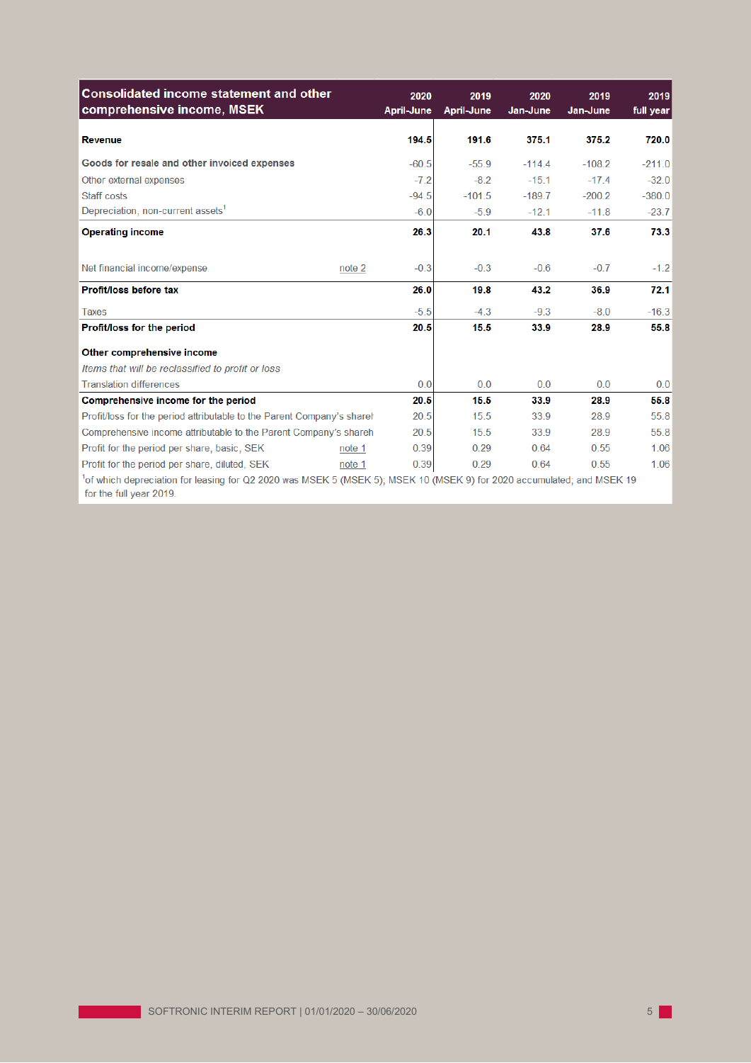| Consolidated income statement and other comprehensive income, MSEK | | 2020 April-June | 2019 April-June | 2020 Jan-June | 2019 Jan-June | 2019 full year |
|---|---|---|---|---|---|---|
| **Revenue** | | **194.5** | **191.6** | **375.1** | **375.2** | **720.0** |
| **Goods for resale and other invoiced expenses** | | -60.5 | -55.9 | -114.4 | -108.2 | -211.0 |
| Other external expenses | | -7.2 | -8.2 | -15.1 | -17.4 | -32.0 |
| Staff costs | | -94.5 | -101.5 | -189.7 | -200.2 | -380.0 |
| Depreciation, non-current assets[1] | | -6.0 | -5.9 | -12.1 | -11.8 | -23.7 |
| **Operating income** | | **26.3** | **20.1** | **43.8** | **37.6** | **73.3** |
| Net financial income/expense | note 2 | -0.3 | -0.3 | -0.6 | -0.7 | -1.2 |
| **Profit/loss before tax** | | **26.0** | **19.8** | **43.2** | **36.9** | **72.1** |
| Taxes | | -5.5 | -4.3 | -9.3 | -8.0 | -16.3 |
| **Profit/loss for the period** | | **20.5** | **15.5** | **33.9** | **28.9** | **55.8** |
| **Other comprehensive income** | | | | | | |
| *Items that will be reclassified to profit or loss* | | | | | | |
| Translation differences | | 0.0 | 0.0 | 0.0 | 0.0 | 0.0 |
| **Comprehensive income for the period** | | **20.5** | **15.5** | **33.9** | **28.9** | **55.8** |
| Profit/loss for the period attributable to the Parent Company's share | | 20.5 | 15.5 | 33.9 | 28.9 | 55.8 |
| Comprehensive income attributable to the Parent Company's shareh | | 20.5 | 15.5 | 33.9 | 28.9 | 55.8 |
| Profit for the period per share, basic, SEK | note 1 | 0.39 | 0.29 | 0.64 | 0.55 | 1.06 |
| Profit for the period per share, diluted, SEK | note 1 | 0.39 | 0.29 | 0.64 | 0.55 | 1.06 |

[1]of which depreciation for leasing for Q2 2020 was MSEK 5 (MSEK 5); MSEK 10 (MSEK 9) for 2020 accumulated; and MSEK 19 for the full year 2019.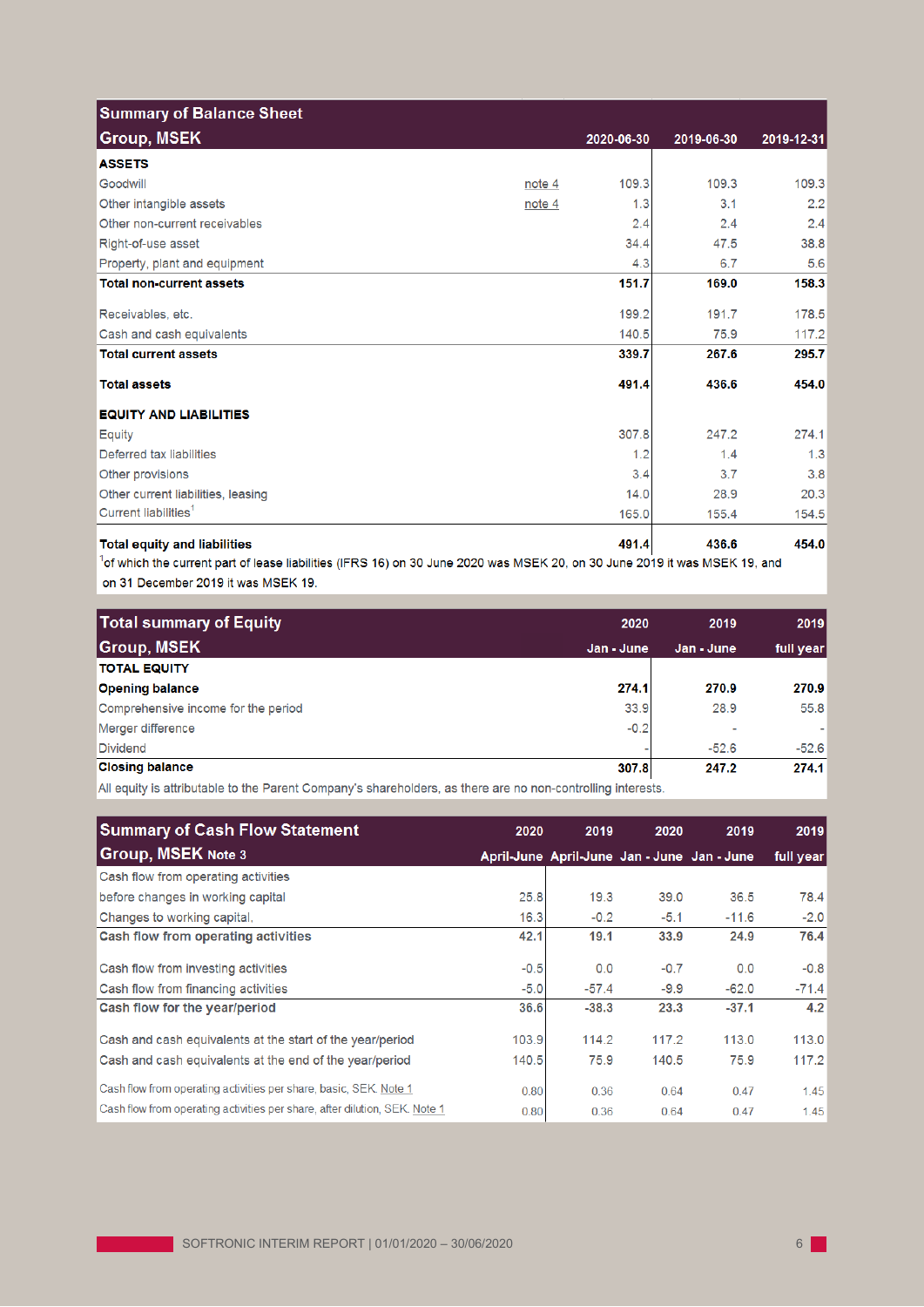## Summary of Balance Sheet

| Group, MSEK | | 2020-06-30 | 2019-06-30 | 2019-12-31 |
|---|---|---|---|---|
| **ASSETS** | | | | |
| Goodwill | note 4 | 109.3 | 109.3 | 109.3 |
| Other intangible assets | note 4 | 1.3 | 3.1 | 2.2 |
| Other non-current receivables | | 2.4 | 2.4 | 2.4 |
| Right-of-use asset | | 34.4 | 47.5 | 38.8 |
| Property, plant and equipment | | 4.3 | 6.7 | 5.6 |
| **Total non-current assets** | | **151.7** | **169.0** | **158.3** |
| Receivables, etc. | | 199.2 | 191.7 | 178.5 |
| Cash and cash equivalents | | 140.5 | 75.9 | 117.2 |
| **Total current assets** | | **339.7** | **267.6** | **295.7** |
| **Total assets** | | **491.4** | **436.6** | **454.0** |
| **EQUITY AND LIABILITIES** | | | | |
| Equity | | 307.8 | 247.2 | 274.1 |
| Deferred tax liabilities | | 1.2 | 1.4 | 1.3 |
| Other provisions | | 3.4 | 3.7 | 3.8 |
| Other current liabilities, leasing | | 14.0 | 28.9 | 20.3 |
| Current liabilities[1] | | 165.0 | 155.4 | 154.5 |
| **Total equity and liabilities** | | **491.4** | **436.6** | **454.0** |

[1] of which the current part of lease liabilities (IFRS 16) on 30 June 2020 was MSEK 20, on 30 June 2019 it was MSEK 19, and on 31 December 2019 it was MSEK 19.

## Total summary of Equity

| Group, MSEK | 2020 Jan - June | 2019 Jan - June | 2019 full year |
|---|---|---|---|
| **TOTAL EQUITY** | | | |
| **Opening balance** | **274.1** | **270.9** | **270.9** |
| Comprehensive income for the period | 33.9 | 28.9 | 55.8 |
| Merger difference | -0.2 | - | - |
| Dividend | - | -52.6 | -52.6 |
| **Closing balance** | **307.8** | **247.2** | **274.1** |

All equity is attributable to the Parent Company's shareholders, as there are no non-controlling interests.

## Summary of Cash Flow Statement

| Group, MSEK Note 3 | 2020 April-June | 2019 April-June | 2020 Jan - June | 2019 Jan - June | 2019 full year |
|---|---|---|---|---|---|
| Cash flow from operating activities | | | | | |
| before changes in working capital | 25.8 | 19.3 | 39.0 | 36.5 | 78.4 |
| Changes to working capital. | 16.3 | -0.2 | -5.1 | -11.6 | -2.0 |
| **Cash flow from operating activities** | **42.1** | **19.1** | **33.9** | **24.9** | **76.4** |
| Cash flow from investing activities | -0.5 | 0.0 | -0.7 | 0.0 | -0.8 |
| Cash flow from financing activities | -5.0 | -57.4 | -9.9 | -62.0 | -71.4 |
| **Cash flow for the year/period** | **36.6** | **-38.3** | **23.3** | **-37.1** | **4.2** |
| Cash and cash equivalents at the start of the year/period | 103.9 | 114.2 | 117.2 | 113.0 | 113.0 |
| Cash and cash equivalents at the end of the year/period | 140.5 | 75.9 | 140.5 | 75.9 | 117.2 |
| Cash flow from operating activities per share, basic, SEK. Note 1 | 0.80 | 0.36 | 0.64 | 0.47 | 1.45 |
| Cash flow from operating activities per share, after dilution, SEK. Note 1 | 0.80 | 0.36 | 0.64 | 0.47 | 1.45 |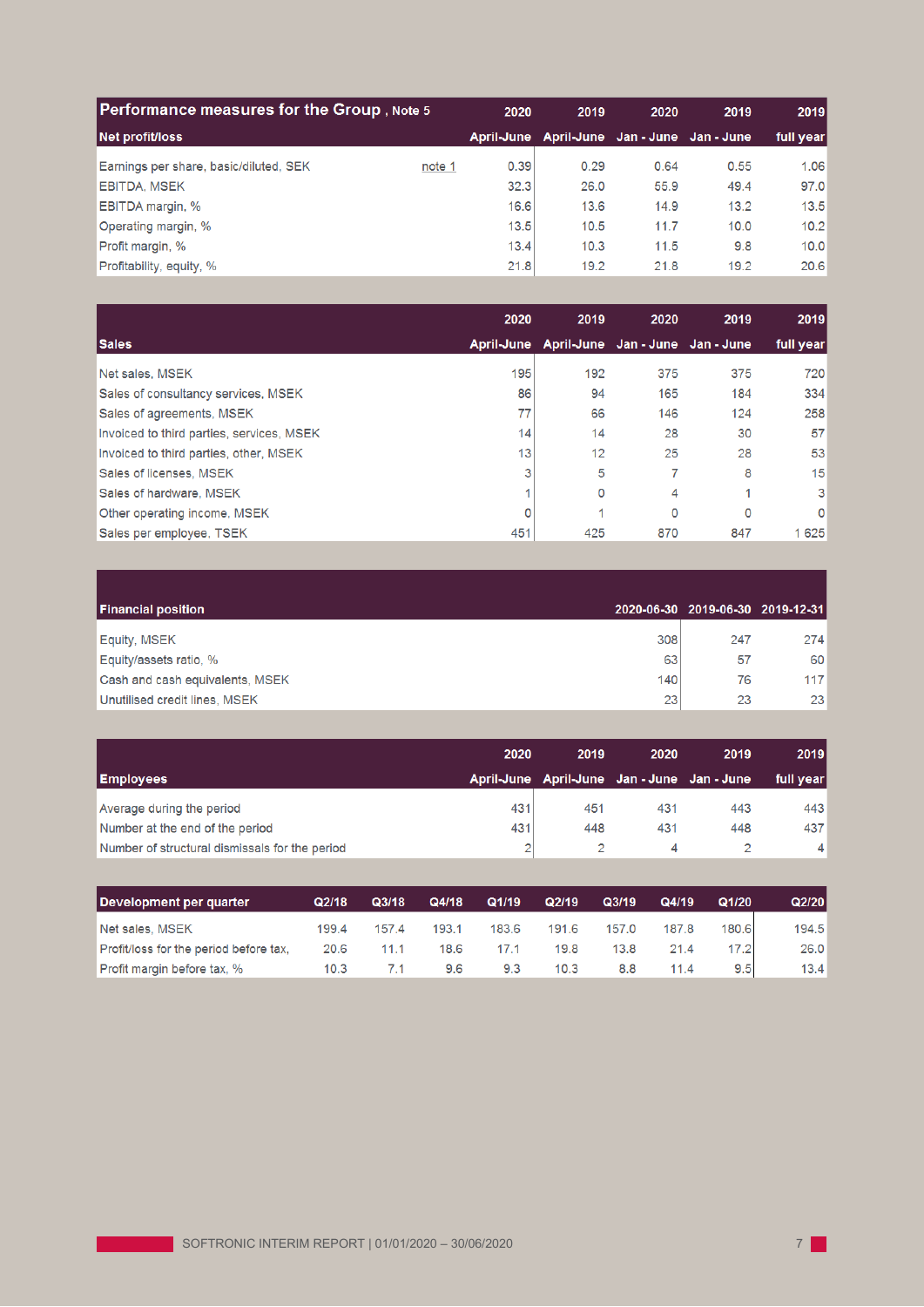## Performance measures for the Group , Note 5

| Net profit/loss | | 2020 April-June | 2019 April-June | 2020 Jan - June | 2019 Jan - June | 2019 full year |
|---|---|---|---|---|---|---|
| Earnings per share, basic/diluted, SEK | note 1 | 0.39 | 0.29 | 0.64 | 0.55 | 1.06 |
| EBITDA, MSEK | | 32.3 | 26.0 | 55.9 | 49.4 | 97.0 |
| EBITDA margin, % | | 16.6 | 13.6 | 14.9 | 13.2 | 13.5 |
| Operating margin, % | | 13.5 | 10.5 | 11.7 | 10.0 | 10.2 |
| Profit margin, % | | 13.4 | 10.3 | 11.5 | 9.8 | 10.0 |
| Profitability, equity, % | | 21.8 | 19.2 | 21.8 | 19.2 | 20.6 |

| Sales | 2020 April-June | 2019 April-June | 2020 Jan - June | 2019 Jan - June | 2019 full year |
|---|---|---|---|---|---|
| Net sales, MSEK | 195 | 192 | 375 | 375 | 720 |
| Sales of consultancy services, MSEK | 86 | 94 | 165 | 184 | 334 |
| Sales of agreements, MSEK | 77 | 66 | 146 | 124 | 258 |
| Invoiced to third parties, services, MSEK | 14 | 14 | 28 | 30 | 57 |
| Invoiced to third parties, other, MSEK | 13 | 12 | 25 | 28 | 53 |
| Sales of licenses, MSEK | 3 | 5 | 7 | 8 | 15 |
| Sales of hardware, MSEK | 1 | 0 | 4 | 1 | 3 |
| Other operating income, MSEK | 0 | 1 | 0 | 0 | 0 |
| Sales per employee, TSEK | 451 | 425 | 870 | 847 | 1 625 |

| Financial position | 2020-06-30 | 2019-06-30 | 2019-12-31 |
|---|---|---|---|
| Equity, MSEK | 308 | 247 | 274 |
| Equity/assets ratio, % | 63 | 57 | 60 |
| Cash and cash equivalents, MSEK | 140 | 76 | 117 |
| Unutilised credit lines, MSEK | 23 | 23 | 23 |

| Employees | 2020 April-June | 2019 April-June | 2020 Jan - June | 2019 Jan - June | 2019 full year |
|---|---|---|---|---|---|
| Average during the period | 431 | 451 | 431 | 443 | 443 |
| Number at the end of the period | 431 | 448 | 431 | 448 | 437 |
| Number of structural dismissals for the period | 2 | 2 | 4 | 2 | 4 |

| Development per quarter | Q2/18 | Q3/18 | Q4/18 | Q1/19 | Q2/19 | Q3/19 | Q4/19 | Q1/20 | Q2/20 |
|---|---|---|---|---|---|---|---|---|---|
| Net sales, MSEK | 199.4 | 157.4 | 193.1 | 183.6 | 191.6 | 157.0 | 187.8 | 180.6 | 194.5 |
| Profit/loss for the period before tax, | 20.6 | 11.1 | 18.6 | 17.1 | 19.8 | 13.8 | 21.4 | 17.2 | 26.0 |
| Profit margin before tax, % | 10.3 | 7.1 | 9.6 | 9.3 | 10.3 | 8.8 | 11.4 | 9.5 | 13.4 |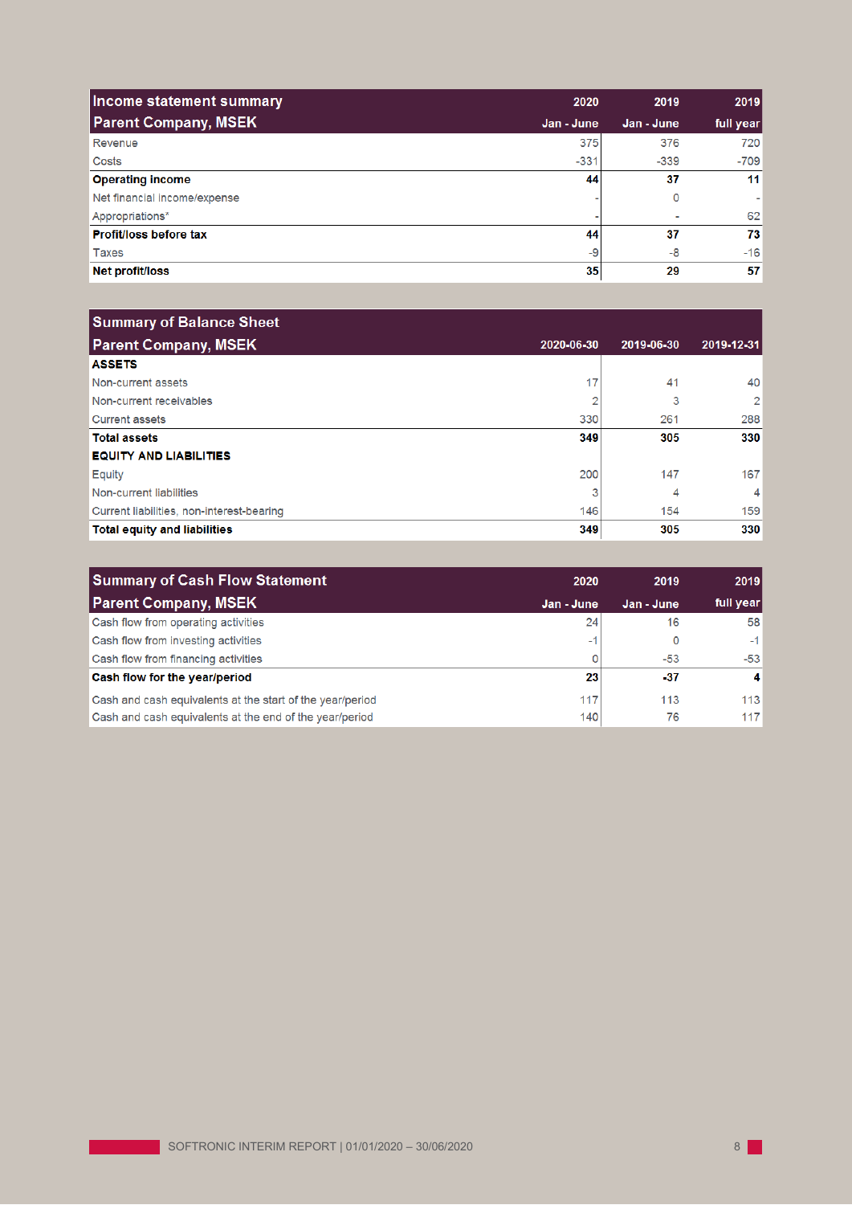| Income statement summary<br>Parent Company, MSEK | 2020<br>Jan - June | 2019<br>Jan - June | 2019<br>full year |
|---|---|---|---|
| Revenue | 375 | 376 | 720 |
| Costs | -331 | -339 | -709 |
| **Operating income** | **44** | **37** | **11** |
| Net financial income/expense | - | 0 | - |
| Appropriations* | - | - | 62 |
| **Profit/loss before tax** | **44** | **37** | **73** |
| Taxes | -9 | -8 | -16 |
| **Net profit/loss** | **35** | **29** | **57** |

| Summary of Balance Sheet<br>Parent Company, MSEK | 2020-06-30 | 2019-06-30 | 2019-12-31 |
|---|---|---|---|
| **ASSETS** | | | |
| Non-current assets | 17 | 41 | 40 |
| Non-current receivables | 2 | 3 | 2 |
| Current assets | 330 | 261 | 288 |
| **Total assets** | **349** | **305** | **330** |
| **EQUITY AND LIABILITIES** | | | |
| Equity | 200 | 147 | 167 |
| Non-current liabilities | 3 | 4 | 4 |
| Current liabilities, non-interest-bearing | 146 | 154 | 159 |
| **Total equity and liabilities** | **349** | **305** | **330** |

| Summary of Cash Flow Statement<br>Parent Company, MSEK | 2020<br>Jan - June | 2019<br>Jan - June | 2019<br>full year |
|---|---|---|---|
| Cash flow from operating activities | 24 | 16 | 58 |
| Cash flow from investing activities | -1 | 0 | -1 |
| Cash flow from financing activities | 0 | -53 | -53 |
| **Cash flow for the year/period** | **23** | **-37** | **4** |
| Cash and cash equivalents at the start of the year/period | 117 | 113 | 113 |
| Cash and cash equivalents at the end of the year/period | 140 | 76 | 117 |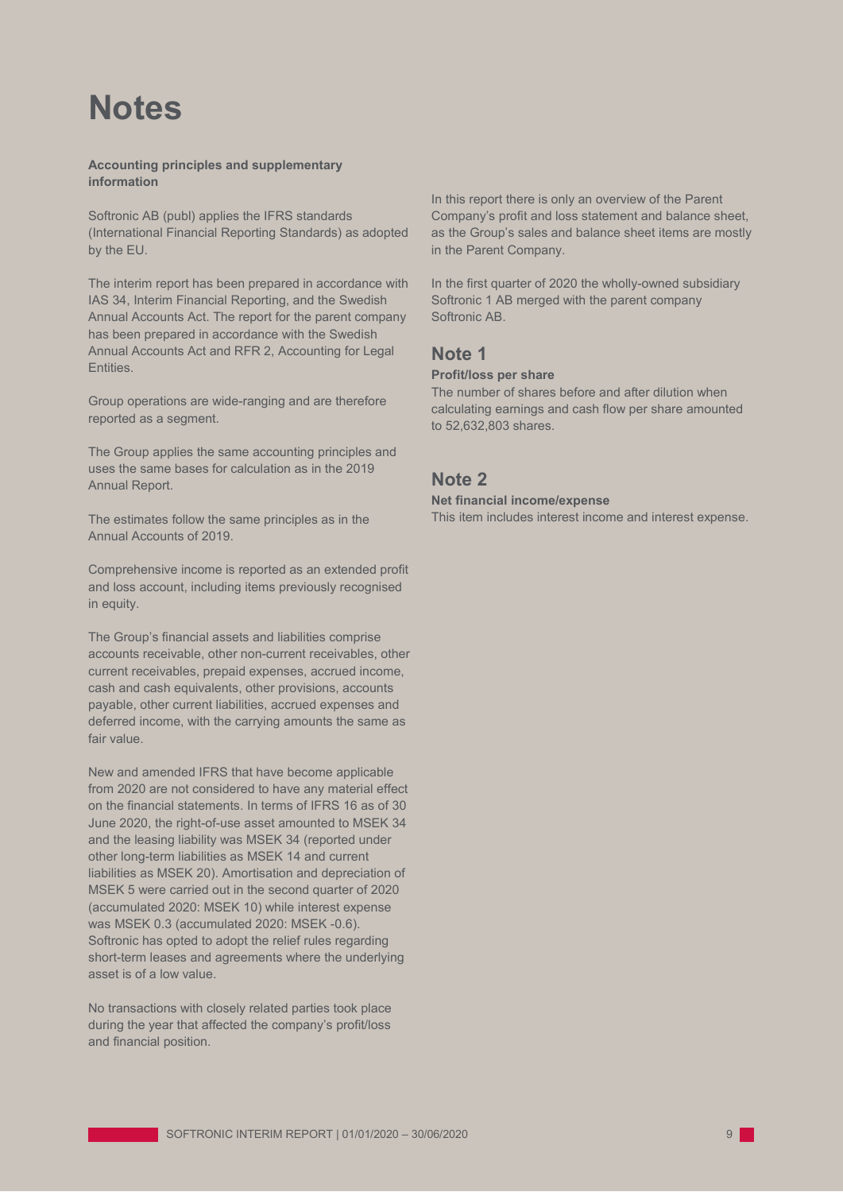# Notes

**Accounting principles and supplementary information**

Softronic AB (publ) applies the IFRS standards (International Financial Reporting Standards) as adopted by the EU.

The interim report has been prepared in accordance with IAS 34, Interim Financial Reporting, and the Swedish Annual Accounts Act. The report for the parent company has been prepared in accordance with the Swedish Annual Accounts Act and RFR 2, Accounting for Legal Entities.

Group operations are wide-ranging and are therefore reported as a segment.

The Group applies the same accounting principles and uses the same bases for calculation as in the 2019 Annual Report.

The estimates follow the same principles as in the Annual Accounts of 2019.

Comprehensive income is reported as an extended profit and loss account, including items previously recognised in equity.

The Group's financial assets and liabilities comprise accounts receivable, other non-current receivables, other current receivables, prepaid expenses, accrued income, cash and cash equivalents, other provisions, accounts payable, other current liabilities, accrued expenses and deferred income, with the carrying amounts the same as fair value.

New and amended IFRS that have become applicable from 2020 are not considered to have any material effect on the financial statements. In terms of IFRS 16 as of 30 June 2020, the right-of-use asset amounted to MSEK 34 and the leasing liability was MSEK 34 (reported under other long-term liabilities as MSEK 14 and current liabilities as MSEK 20). Amortisation and depreciation of MSEK 5 were carried out in the second quarter of 2020 (accumulated 2020: MSEK 10) while interest expense was MSEK 0.3 (accumulated 2020: MSEK -0.6). Softronic has opted to adopt the relief rules regarding short-term leases and agreements where the underlying asset is of a low value.

No transactions with closely related parties took place during the year that affected the company's profit/loss and financial position.

In this report there is only an overview of the Parent Company's profit and loss statement and balance sheet, as the Group's sales and balance sheet items are mostly in the Parent Company.

In the first quarter of 2020 the wholly-owned subsidiary Softronic 1 AB merged with the parent company Softronic AB.

## Note 1

**Profit/loss per share**

The number of shares before and after dilution when calculating earnings and cash flow per share amounted to 52,632,803 shares.

## Note 2

**Net financial income/expense**

This item includes interest income and interest expense.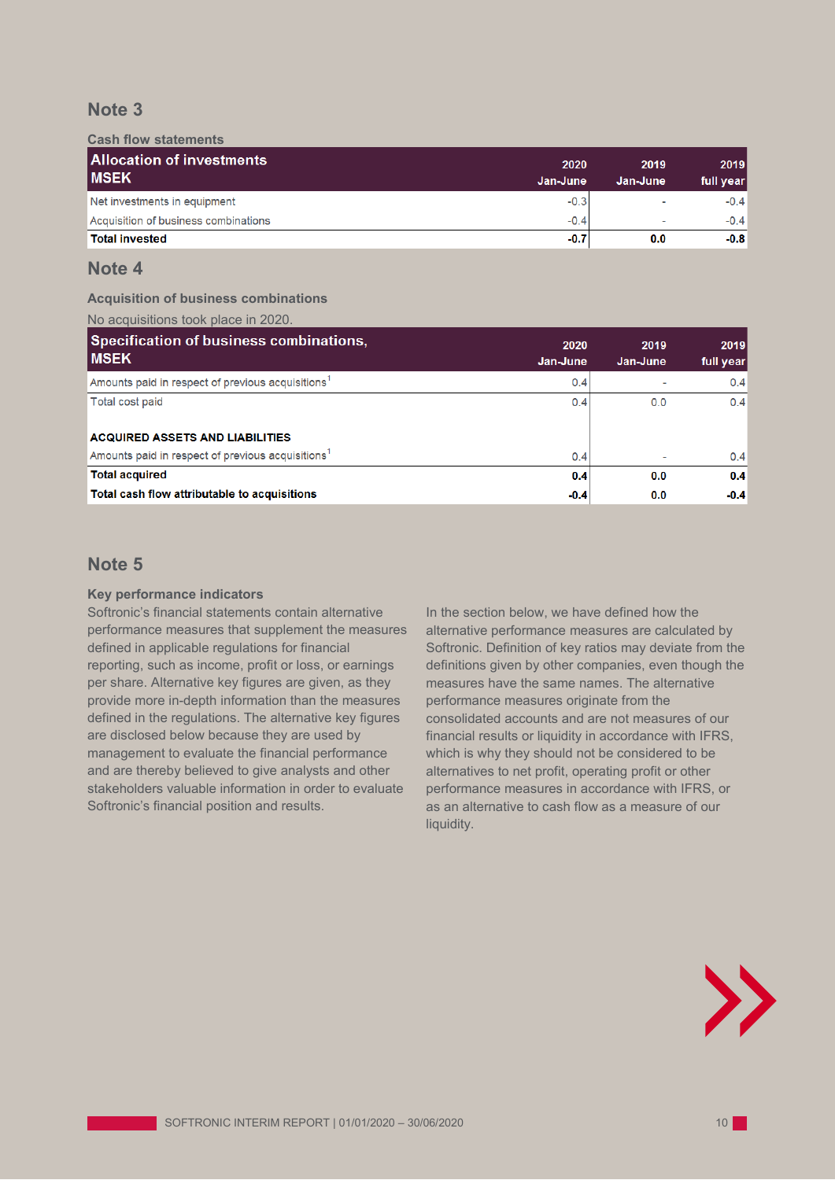## Note 3

### Cash flow statements

| Allocation of investments MSEK | 2020 Jan-June | 2019 Jan-June | 2019 full year |
|---|---|---|---|
| Net investments in equipment | -0.3 | - | -0.4 |
| Acquisition of business combinations | -0.4 | - | -0.4 |
| **Total invested** | **-0.7** | **0.0** | **-0.8** |

## Note 4

### Acquisition of business combinations

No acquisitions took place in 2020.

| Specification of business combinations, MSEK | 2020 Jan-June | 2019 Jan-June | 2019 full year |
|---|---|---|---|
| Amounts paid in respect of previous acquisitions[1] | 0.4 | - | 0.4 |
| Total cost paid | 0.4 | 0.0 | 0.4 |
| | | | |
| **ACQUIRED ASSETS AND LIABILITIES** | | | |
| Amounts paid in respect of previous acquisitions[1] | 0.4 | - | 0.4 |
| **Total acquired** | **0.4** | **0.0** | **0.4** |
| **Total cash flow attributable to acquisitions** | **-0.4** | **0.0** | **-0.4** |

## Note 5

### Key performance indicators

Softronic's financial statements contain alternative performance measures that supplement the measures defined in applicable regulations for financial reporting, such as income, profit or loss, or earnings per share. Alternative key figures are given, as they provide more in-depth information than the measures defined in the regulations. The alternative key figures are disclosed below because they are used by management to evaluate the financial performance and are thereby believed to give analysts and other stakeholders valuable information in order to evaluate Softronic's financial position and results.

In the section below, we have defined how the alternative performance measures are calculated by Softronic. Definition of key ratios may deviate from the definitions given by other companies, even though the measures have the same names. The alternative performance measures originate from the consolidated accounts and are not measures of our financial results or liquidity in accordance with IFRS, which is why they should not be considered to be alternatives to net profit, operating profit or other performance measures in accordance with IFRS, or as an alternative to cash flow as a measure of our liquidity.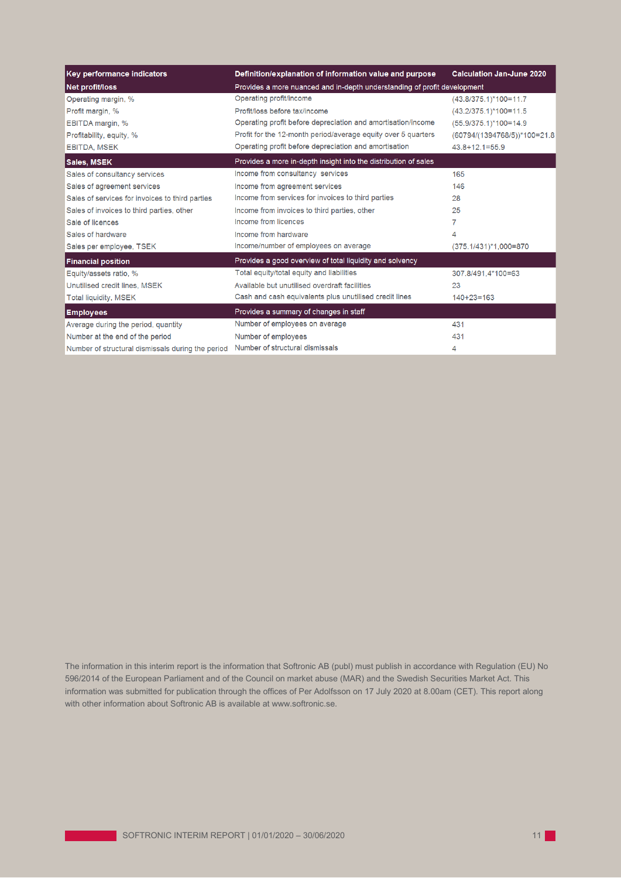| Key performance indicators | Definition/explanation of information value and purpose | Calculation Jan-June 2020 |
|---|---|---|
| **Net profit/loss** | **Provides a more nuanced and in-depth understanding of profit development** | |
| Operating margin, % | Operating profit/income | (43.8/375.1)*100=11.7 |
| Profit margin, % | Profit/loss before tax/income | (43.2/375.1)*100=11.5 |
| EBITDA margin, % | Operating profit before depreciation and amortisation/income | (55.9/375.1)*100=14.9 |
| Profitability, equity, % | Profit for the 12-month period/average equity over 5 quarters | (60794/(1394768/5))*100=21.8 |
| EBITDA, MSEK | Operating profit before depreciation and amortisation | 43.8+12.1=55.9 |
| **Sales, MSEK** | **Provides a more in-depth insight into the distribution of sales** | |
| Sales of consultancy services | Income from consultancy services | 165 |
| Sales of agreement services | Income from agreement services | 146 |
| Sales of services for invoices to third parties | Income from services for invoices to third parties | 28 |
| Sales of invoices to third parties, other | Income from invoices to third parties, other | 25 |
| Sale of licences | Income from licences | 7 |
| Sales of hardware | Income from hardware | 4 |
| Sales per employee, TSEK | Income/number of employees on average | (375.1/431)*1,000=870 |
| **Financial position** | **Provides a good overview of total liquidity and solvency** | |
| Equity/assets ratio, % | Total equity/total equity and liabilities | 307.8/491,4*100=63 |
| Unutilised credit lines, MSEK | Available but unutilised overdraft facilities | 23 |
| Total liquidity, MSEK | Cash and cash equivalents plus unutilised credit lines | 140+23=163 |
| **Employees** | **Provides a summary of changes in staff** | |
| Average during the period, quantity | Number of employees on average | 431 |
| Number at the end of the period | Number of employees | 431 |
| Number of structural dismissals during the period | Number of structural dismissals | 4 |

The information in this interim report is the information that Softronic AB (publ) must publish in accordance with Regulation (EU) No 596/2014 of the European Parliament and of the Council on market abuse (MAR) and the Swedish Securities Market Act. This information was submitted for publication through the offices of Per Adolfsson on 17 July 2020 at 8.00am (CET). This report along with other information about Softronic AB is available at www.softronic.se.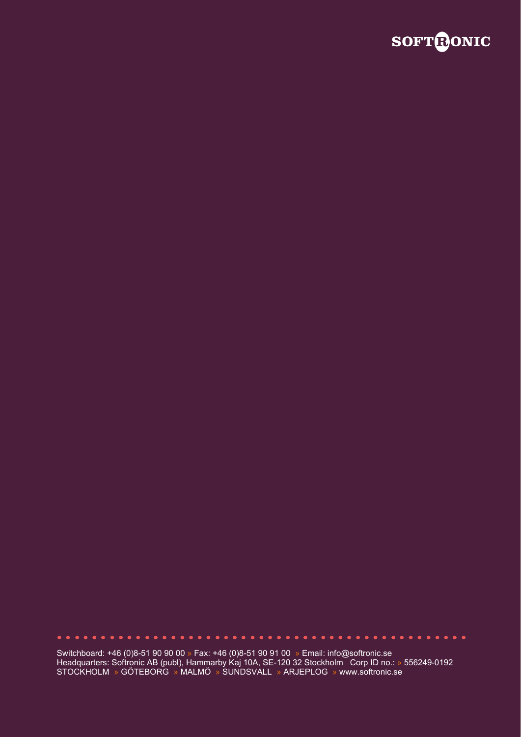SOFTRONIC

Switchboard: +46 (0)8-51 90 90 00 » Fax: +46 (0)8-51 90 91 00 » Email: info@softronic.se
Headquarters: Softronic AB (publ), Hammarby Kaj 10A, SE-120 32 Stockholm Corp ID no.: » 556249-0192
STOCKHOLM » GÖTEBORG » MALMÖ » SUNDSVALL » ARJEPLOG » www.softronic.se